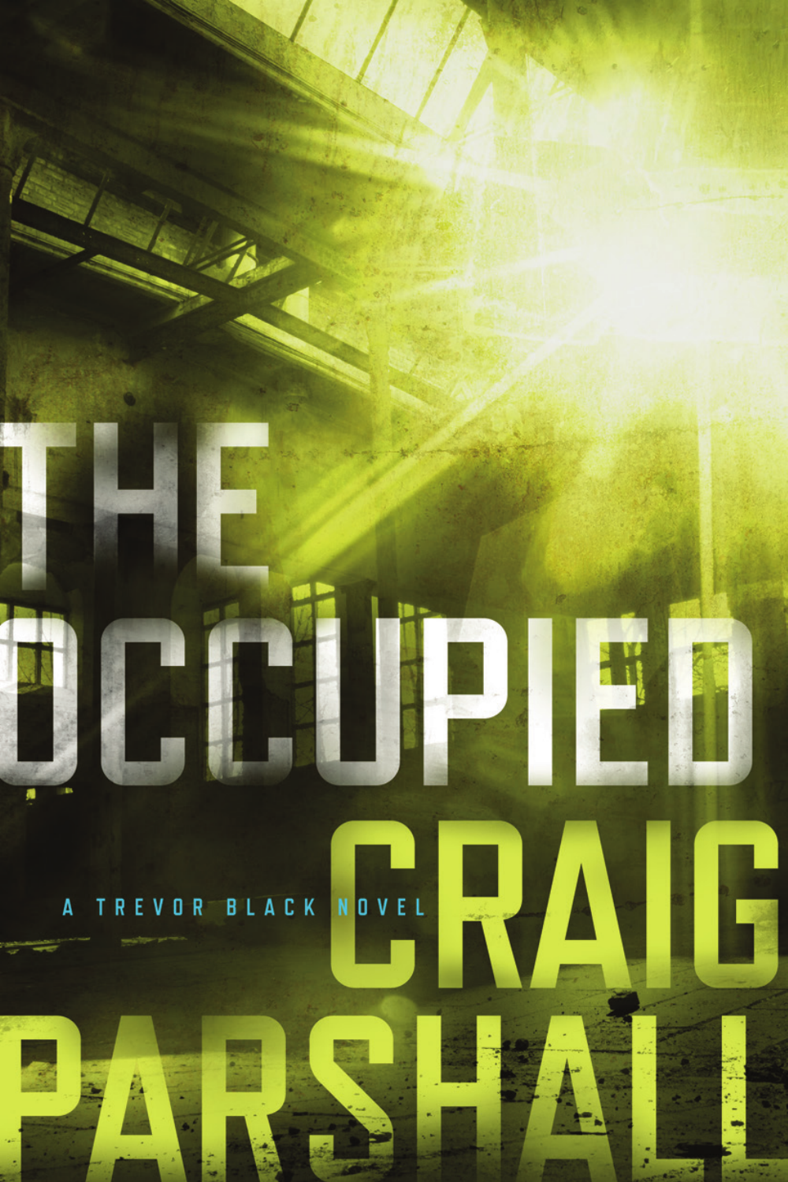# THE OCCUPIED

A TREVOR BLACK NOVEL

CRAIG PARSHALL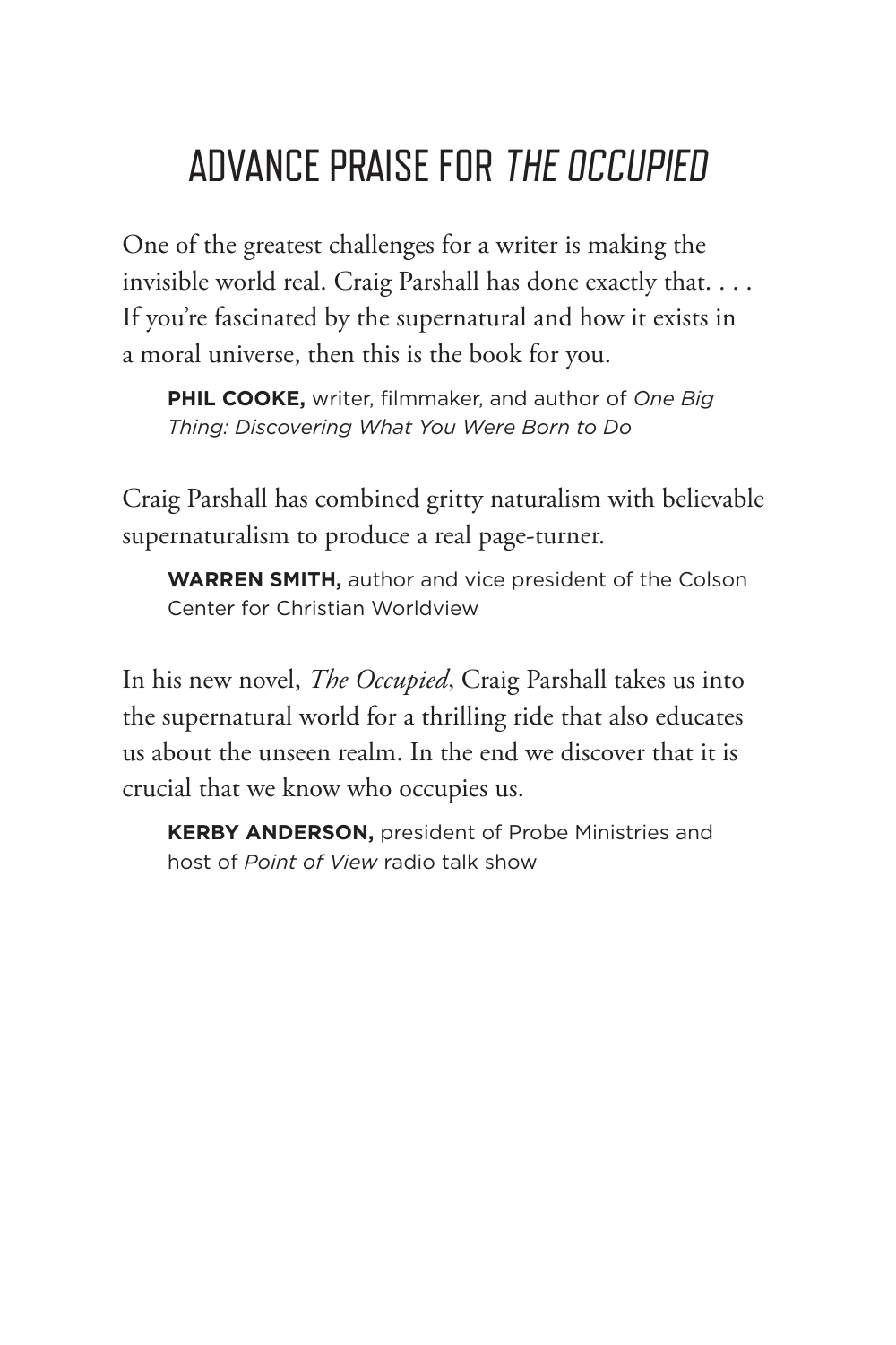# ADVANCE PRAISE FOR *THE OCCUPIED*

One of the greatest challenges for a writer is making the invisible world real. Craig Parshall has done exactly that. . . . If you're fascinated by the supernatural and how it exists in a moral universe, then this is the book for you.

> **PHIL COOKE,** writer, filmmaker, and author of *One Big Thing: Discovering What You Were Born to Do*

Craig Parshall has combined gritty naturalism with believable supernaturalism to produce a real page-turner.

> **WARREN SMITH,** author and vice president of the Colson Center for Christian Worldview

In his new novel, *The Occupied*, Craig Parshall takes us into the supernatural world for a thrilling ride that also educates us about the unseen realm. In the end we discover that it is crucial that we know who occupies us.

> **KERBY ANDERSON,** president of Probe Ministries and host of *Point of View* radio talk show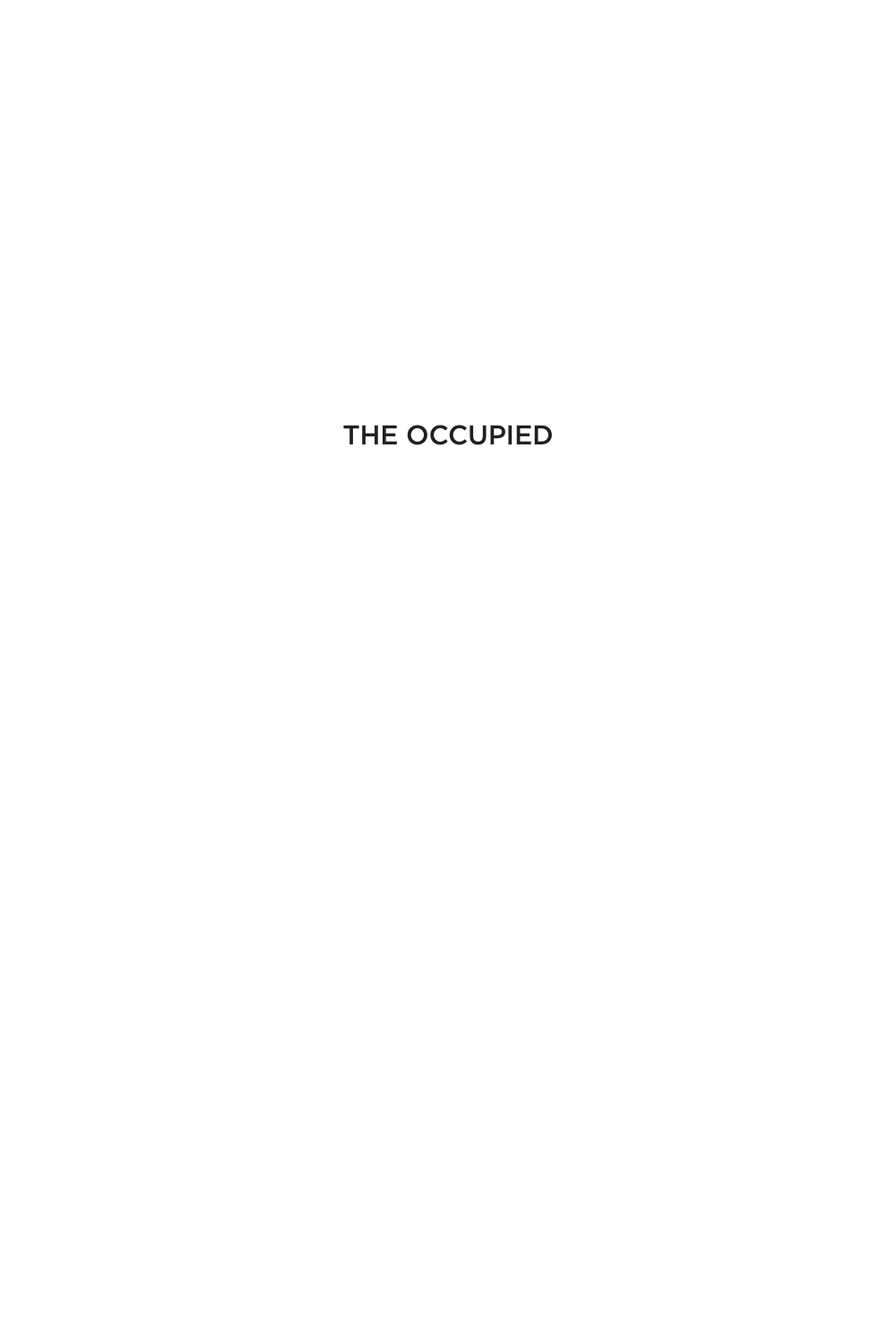# THE OCCUPIED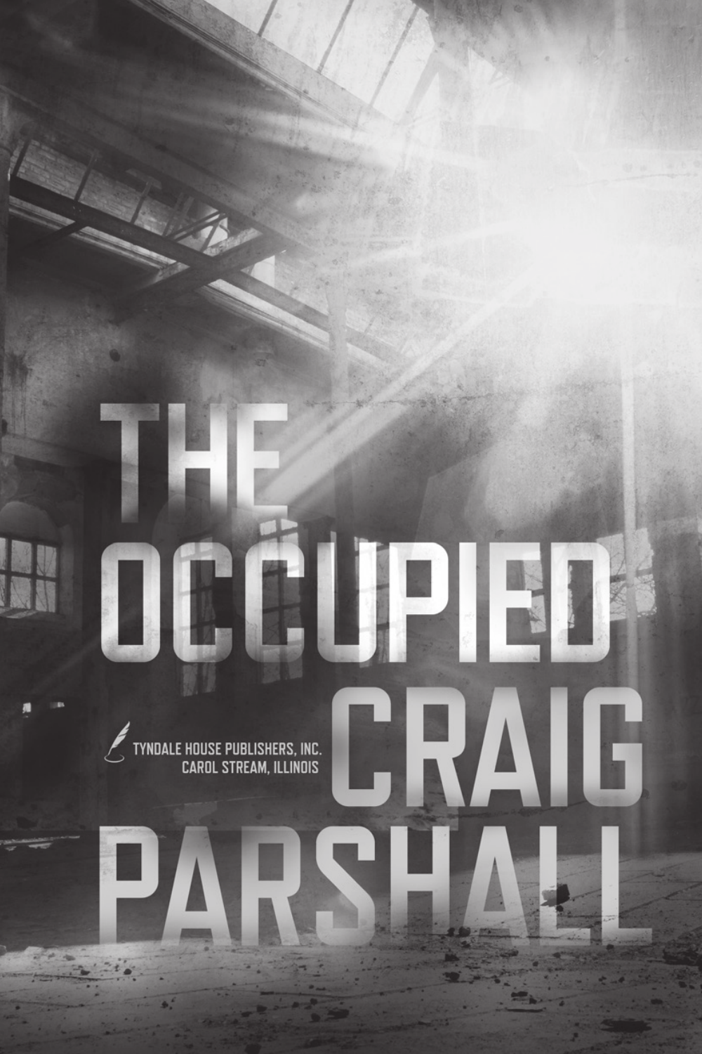# THE OCCUPIED

# CRAIG PARSHALL

TYNDALE HOUSE PUBLISHERS, INC.
CAROL STREAM, ILLINOIS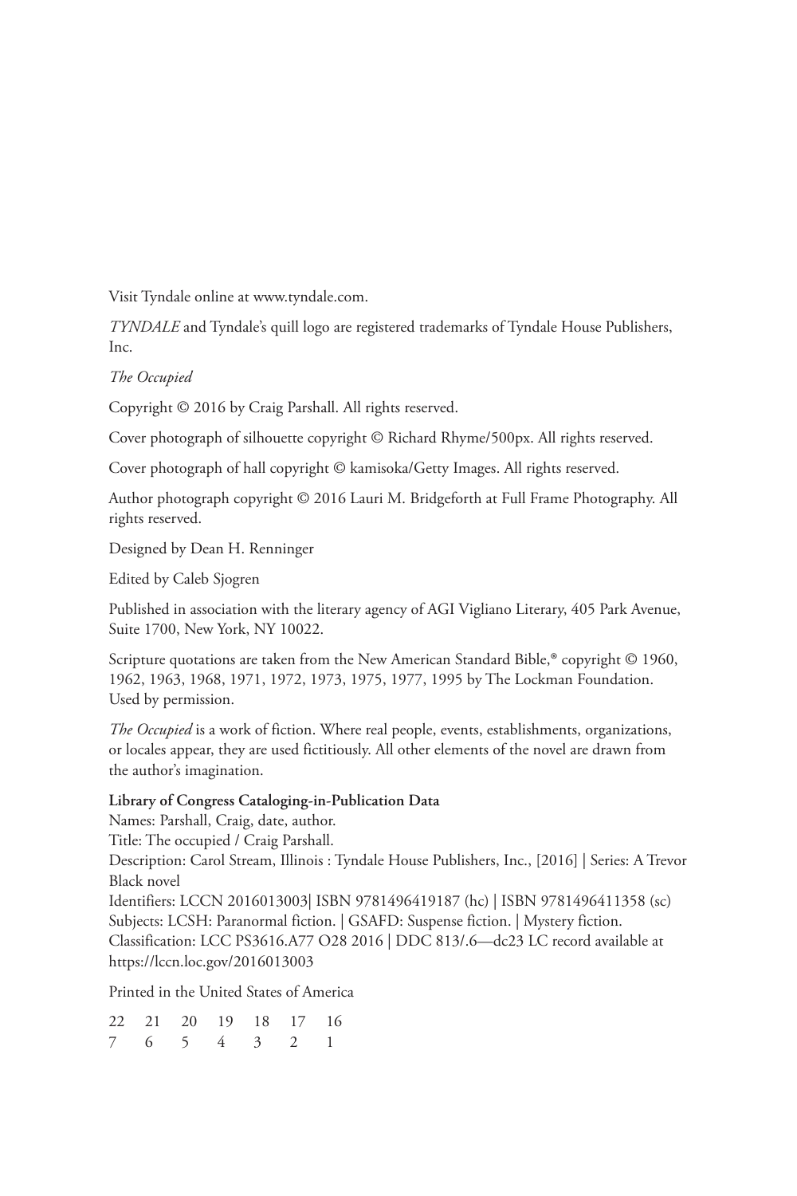Visit Tyndale online at www.tyndale.com.

*TYNDALE* and Tyndale's quill logo are registered trademarks of Tyndale House Publishers, Inc.

*The Occupied*

Copyright © 2016 by Craig Parshall. All rights reserved.

Cover photograph of silhouette copyright © Richard Rhyme/500px. All rights reserved.

Cover photograph of hall copyright © kamisoka/Getty Images. All rights reserved.

Author photograph copyright © 2016 Lauri M. Bridgeforth at Full Frame Photography. All rights reserved.

Designed by Dean H. Renninger

Edited by Caleb Sjogren

Published in association with the literary agency of AGI Vigliano Literary, 405 Park Avenue, Suite 1700, New York, NY 10022.

Scripture quotations are taken from the New American Standard Bible,® copyright © 1960, 1962, 1963, 1968, 1971, 1972, 1973, 1975, 1977, 1995 by The Lockman Foundation. Used by permission.

*The Occupied* is a work of fiction. Where real people, events, establishments, organizations, or locales appear, they are used fictitiously. All other elements of the novel are drawn from the author's imagination.

**Library of Congress Cataloging-in-Publication Data**
Names: Parshall, Craig, date, author.
Title: The occupied / Craig Parshall.
Description: Carol Stream, Illinois : Tyndale House Publishers, Inc., [2016] | Series: A Trevor Black novel
Identifiers: LCCN 2016013003| ISBN 9781496419187 (hc) | ISBN 9781496411358 (sc)
Subjects: LCSH: Paranormal fiction. | GSAFD: Suspense fiction. | Mystery fiction.
Classification: LCC PS3616.A77 O28 2016 | DDC 813/.6—dc23 LC record available at https://lccn.loc.gov/2016013003

Printed in the United States of America

22 21 20 19 18 17 16
7 6 5 4 3 2 1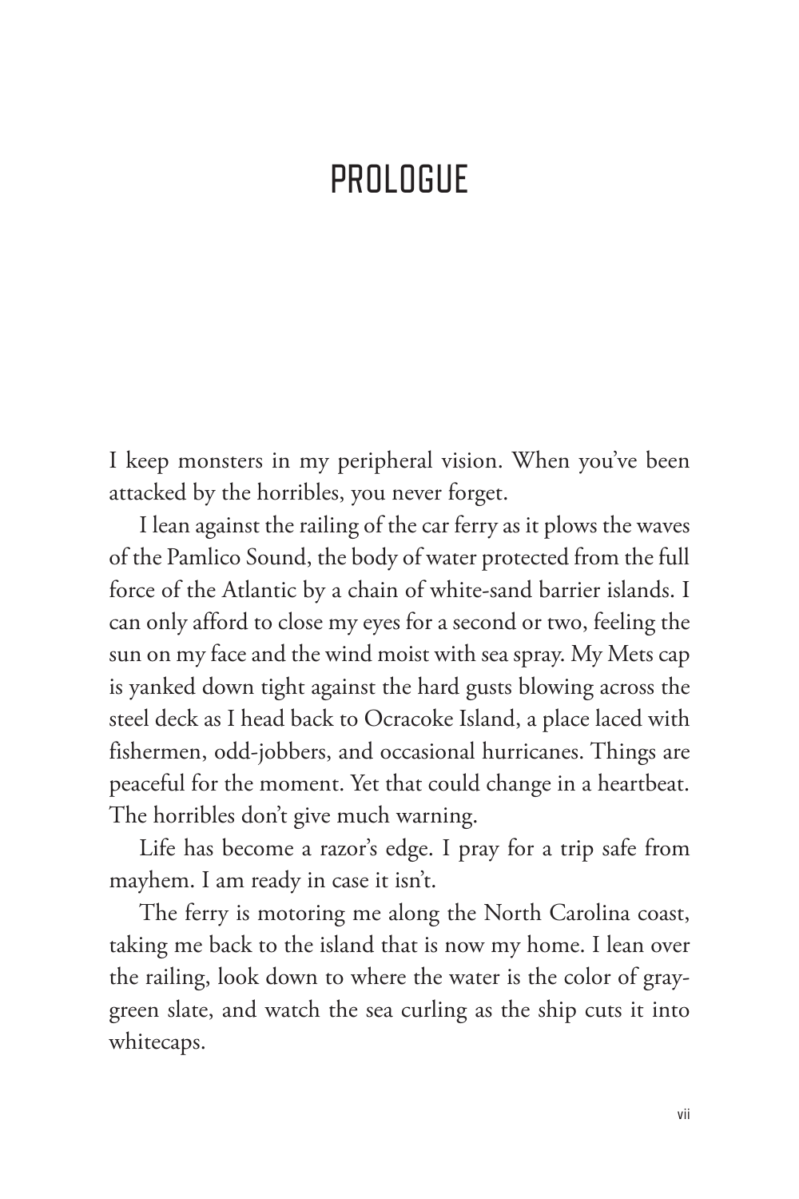# PROLOGUE

I keep monsters in my peripheral vision. When you've been attacked by the horribles, you never forget.

I lean against the railing of the car ferry as it plows the waves of the Pamlico Sound, the body of water protected from the full force of the Atlantic by a chain of white-sand barrier islands. I can only afford to close my eyes for a second or two, feeling the sun on my face and the wind moist with sea spray. My Mets cap is yanked down tight against the hard gusts blowing across the steel deck as I head back to Ocracoke Island, a place laced with fishermen, odd-jobbers, and occasional hurricanes. Things are peaceful for the moment. Yet that could change in a heartbeat. The horribles don't give much warning.

Life has become a razor's edge. I pray for a trip safe from mayhem. I am ready in case it isn't.

The ferry is motoring me along the North Carolina coast, taking me back to the island that is now my home. I lean over the railing, look down to where the water is the color of gray-green slate, and watch the sea curling as the ship cuts it into whitecaps.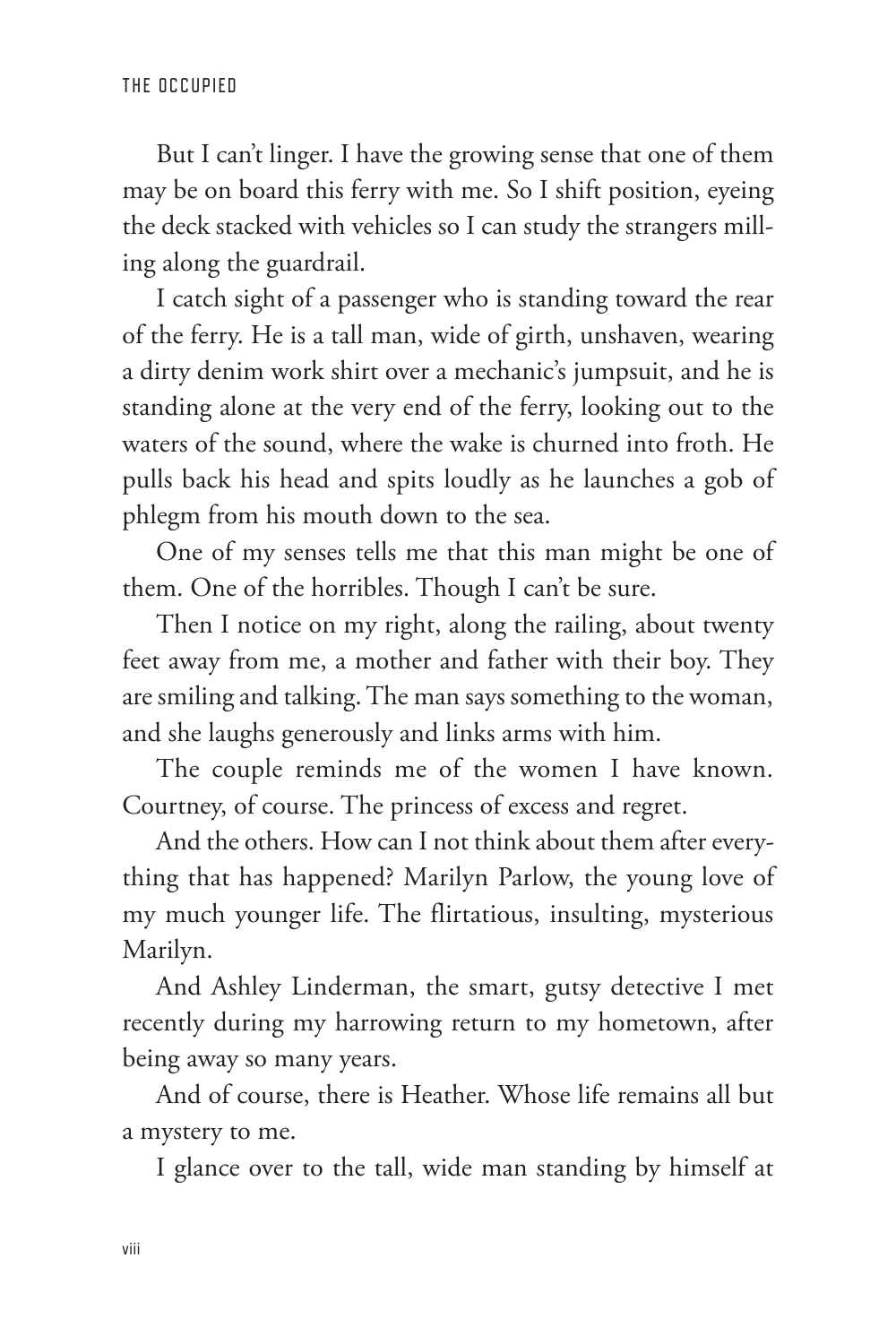But I can't linger. I have the growing sense that one of them may be on board this ferry with me. So I shift position, eyeing the deck stacked with vehicles so I can study the strangers milling along the guardrail.

I catch sight of a passenger who is standing toward the rear of the ferry. He is a tall man, wide of girth, unshaven, wearing a dirty denim work shirt over a mechanic's jumpsuit, and he is standing alone at the very end of the ferry, looking out to the waters of the sound, where the wake is churned into froth. He pulls back his head and spits loudly as he launches a gob of phlegm from his mouth down to the sea.

One of my senses tells me that this man might be one of them. One of the horribles. Though I can't be sure.

Then I notice on my right, along the railing, about twenty feet away from me, a mother and father with their boy. They are smiling and talking. The man says something to the woman, and she laughs generously and links arms with him.

The couple reminds me of the women I have known. Courtney, of course. The princess of excess and regret.

And the others. How can I not think about them after everything that has happened? Marilyn Parlow, the young love of my much younger life. The flirtatious, insulting, mysterious Marilyn.

And Ashley Linderman, the smart, gutsy detective I met recently during my harrowing return to my hometown, after being away so many years.

And of course, there is Heather. Whose life remains all but a mystery to me.

I glance over to the tall, wide man standing by himself at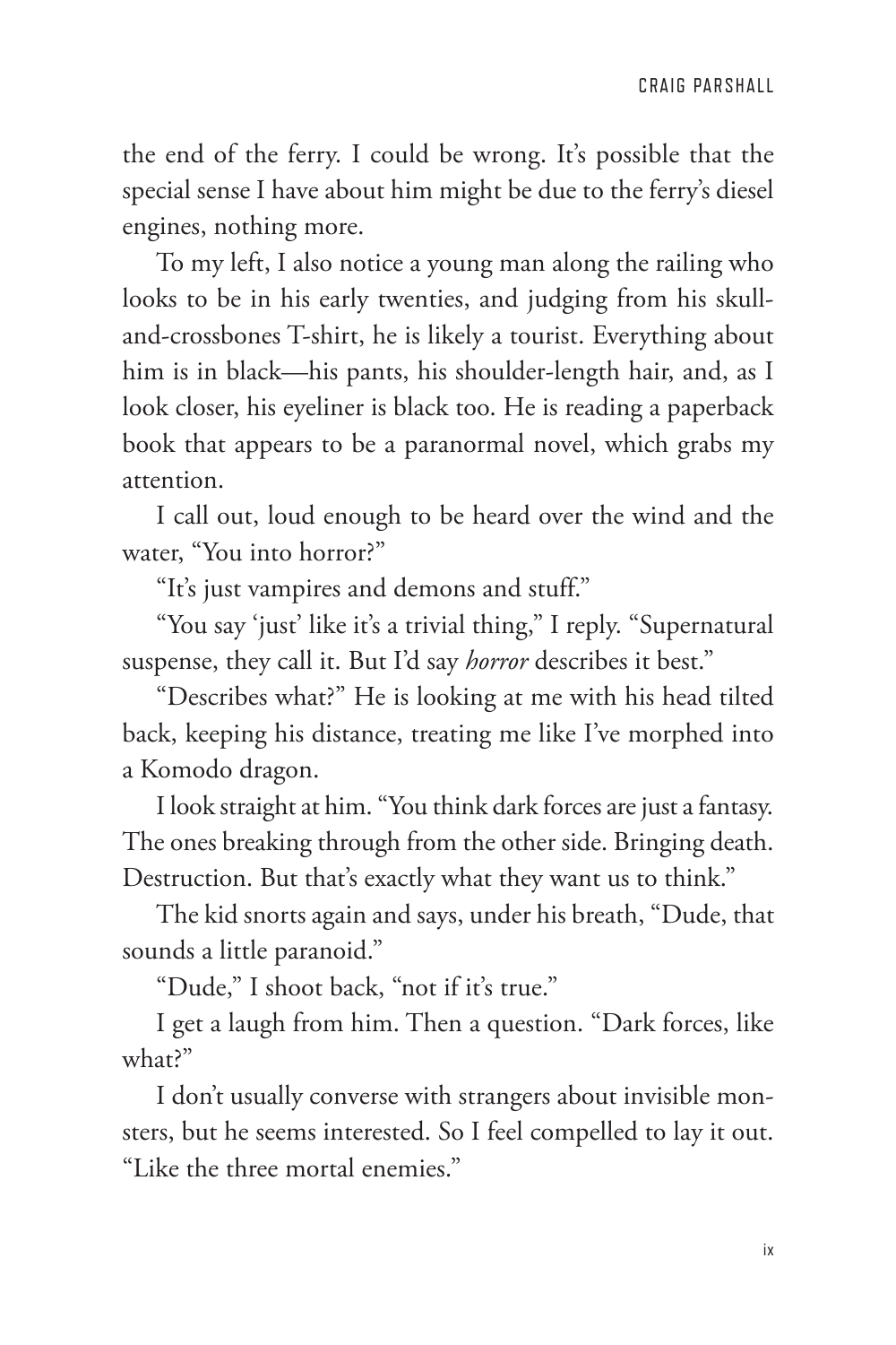the end of the ferry. I could be wrong. It's possible that the special sense I have about him might be due to the ferry's diesel engines, nothing more.

To my left, I also notice a young man along the railing who looks to be in his early twenties, and judging from his skull-and-crossbones T-shirt, he is likely a tourist. Everything about him is in black—his pants, his shoulder-length hair, and, as I look closer, his eyeliner is black too. He is reading a paperback book that appears to be a paranormal novel, which grabs my attention.

I call out, loud enough to be heard over the wind and the water, "You into horror?"

"It's just vampires and demons and stuff."

"You say 'just' like it's a trivial thing," I reply. "Supernatural suspense, they call it. But I'd say *horror* describes it best."

"Describes what?" He is looking at me with his head tilted back, keeping his distance, treating me like I've morphed into a Komodo dragon.

I look straight at him. "You think dark forces are just a fantasy. The ones breaking through from the other side. Bringing death. Destruction. But that's exactly what they want us to think."

The kid snorts again and says, under his breath, "Dude, that sounds a little paranoid."

"Dude," I shoot back, "not if it's true."

I get a laugh from him. Then a question. "Dark forces, like what?"

I don't usually converse with strangers about invisible monsters, but he seems interested. So I feel compelled to lay it out. "Like the three mortal enemies."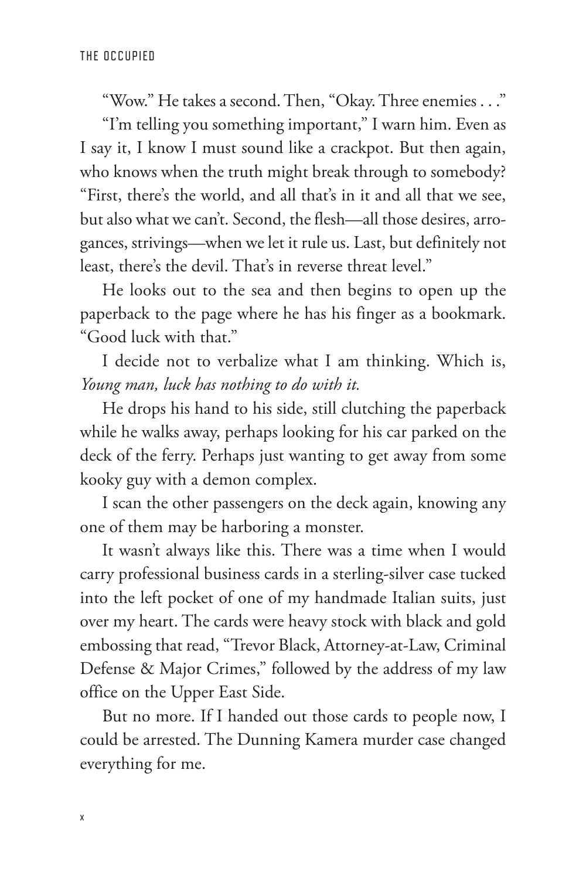"Wow." He takes a second. Then, "Okay. Three enemies . . ."

"I'm telling you something important," I warn him. Even as I say it, I know I must sound like a crackpot. But then again, who knows when the truth might break through to somebody? "First, there's the world, and all that's in it and all that we see, but also what we can't. Second, the flesh—all those desires, arrogances, strivings—when we let it rule us. Last, but definitely not least, there's the devil. That's in reverse threat level."

He looks out to the sea and then begins to open up the paperback to the page where he has his finger as a bookmark. "Good luck with that."

I decide not to verbalize what I am thinking. Which is, *Young man, luck has nothing to do with it.*

He drops his hand to his side, still clutching the paperback while he walks away, perhaps looking for his car parked on the deck of the ferry. Perhaps just wanting to get away from some kooky guy with a demon complex.

I scan the other passengers on the deck again, knowing any one of them may be harboring a monster.

It wasn't always like this. There was a time when I would carry professional business cards in a sterling-silver case tucked into the left pocket of one of my handmade Italian suits, just over my heart. The cards were heavy stock with black and gold embossing that read, "Trevor Black, Attorney-at-Law, Criminal Defense & Major Crimes," followed by the address of my law office on the Upper East Side.

But no more. If I handed out those cards to people now, I could be arrested. The Dunning Kamera murder case changed everything for me.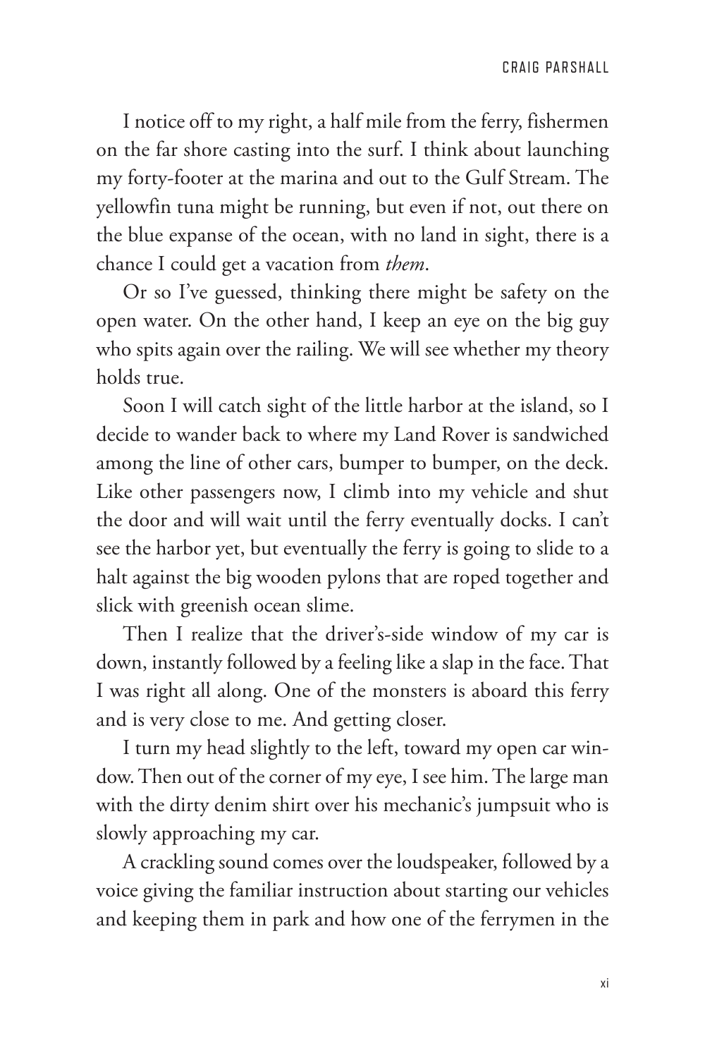I notice off to my right, a half mile from the ferry, fishermen on the far shore casting into the surf. I think about launching my forty-footer at the marina and out to the Gulf Stream. The yellowfin tuna might be running, but even if not, out there on the blue expanse of the ocean, with no land in sight, there is a chance I could get a vacation from *them*.

Or so I've guessed, thinking there might be safety on the open water. On the other hand, I keep an eye on the big guy who spits again over the railing. We will see whether my theory holds true.

Soon I will catch sight of the little harbor at the island, so I decide to wander back to where my Land Rover is sandwiched among the line of other cars, bumper to bumper, on the deck. Like other passengers now, I climb into my vehicle and shut the door and will wait until the ferry eventually docks. I can't see the harbor yet, but eventually the ferry is going to slide to a halt against the big wooden pylons that are roped together and slick with greenish ocean slime.

Then I realize that the driver's-side window of my car is down, instantly followed by a feeling like a slap in the face. That I was right all along. One of the monsters is aboard this ferry and is very close to me. And getting closer.

I turn my head slightly to the left, toward my open car window. Then out of the corner of my eye, I see him. The large man with the dirty denim shirt over his mechanic's jumpsuit who is slowly approaching my car.

A crackling sound comes over the loudspeaker, followed by a voice giving the familiar instruction about starting our vehicles and keeping them in park and how one of the ferrymen in the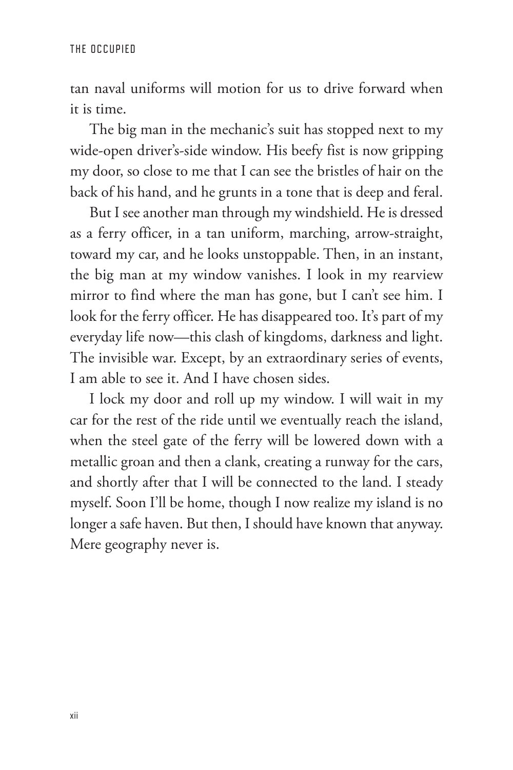tan naval uniforms will motion for us to drive forward when it is time.

The big man in the mechanic's suit has stopped next to my wide-open driver's-side window. His beefy fist is now gripping my door, so close to me that I can see the bristles of hair on the back of his hand, and he grunts in a tone that is deep and feral.

But I see another man through my windshield. He is dressed as a ferry officer, in a tan uniform, marching, arrow-straight, toward my car, and he looks unstoppable. Then, in an instant, the big man at my window vanishes. I look in my rearview mirror to find where the man has gone, but I can't see him. I look for the ferry officer. He has disappeared too. It's part of my everyday life now—this clash of kingdoms, darkness and light. The invisible war. Except, by an extraordinary series of events, I am able to see it. And I have chosen sides.

I lock my door and roll up my window. I will wait in my car for the rest of the ride until we eventually reach the island, when the steel gate of the ferry will be lowered down with a metallic groan and then a clank, creating a runway for the cars, and shortly after that I will be connected to the land. I steady myself. Soon I'll be home, though I now realize my island is no longer a safe haven. But then, I should have known that anyway. Mere geography never is.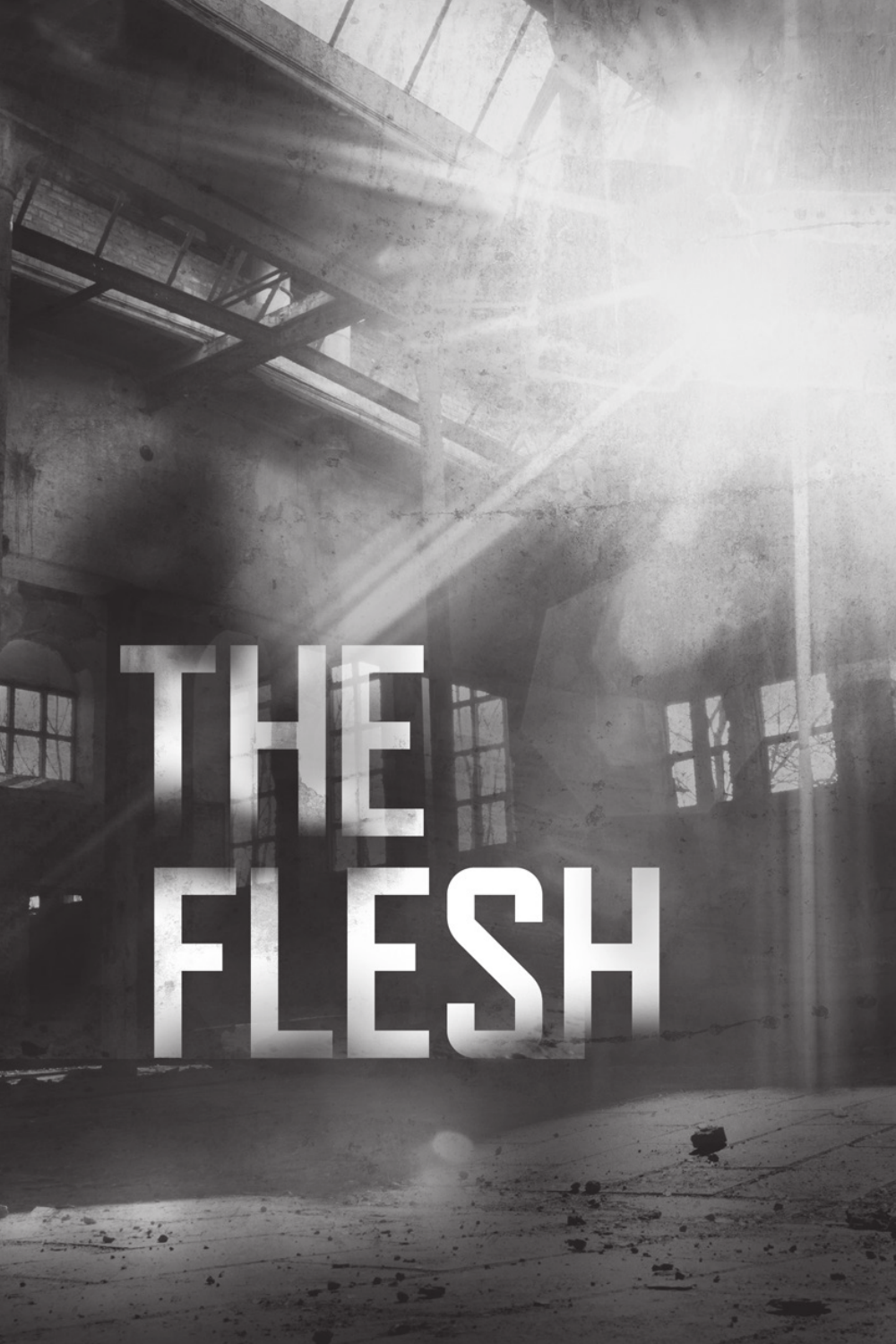# THE FLESH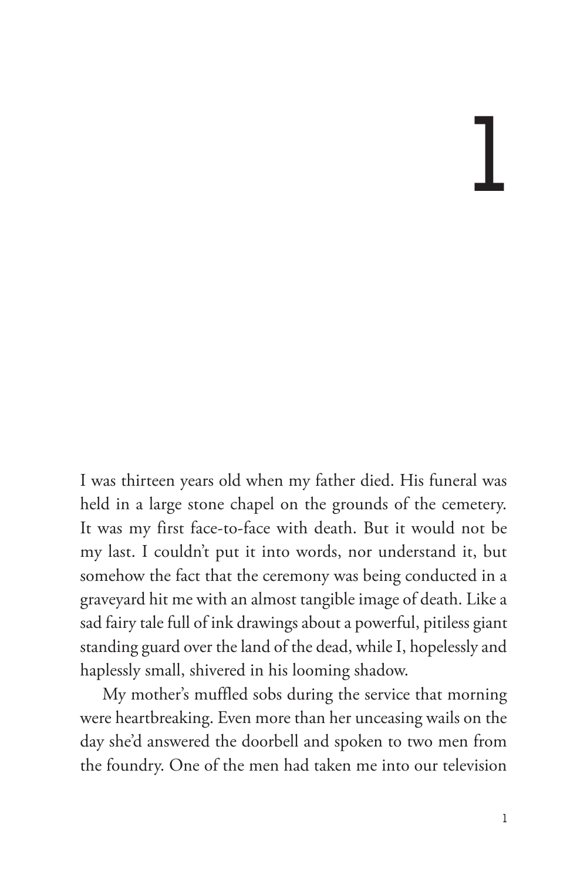# 1

I was thirteen years old when my father died. His funeral was held in a large stone chapel on the grounds of the cemetery. It was my first face-to-face with death. But it would not be my last. I couldn't put it into words, nor understand it, but somehow the fact that the ceremony was being conducted in a graveyard hit me with an almost tangible image of death. Like a sad fairy tale full of ink drawings about a powerful, pitiless giant standing guard over the land of the dead, while I, hopelessly and haplessly small, shivered in his looming shadow.

My mother's muffled sobs during the service that morning were heartbreaking. Even more than her unceasing wails on the day she'd answered the doorbell and spoken to two men from the foundry. One of the men had taken me into our television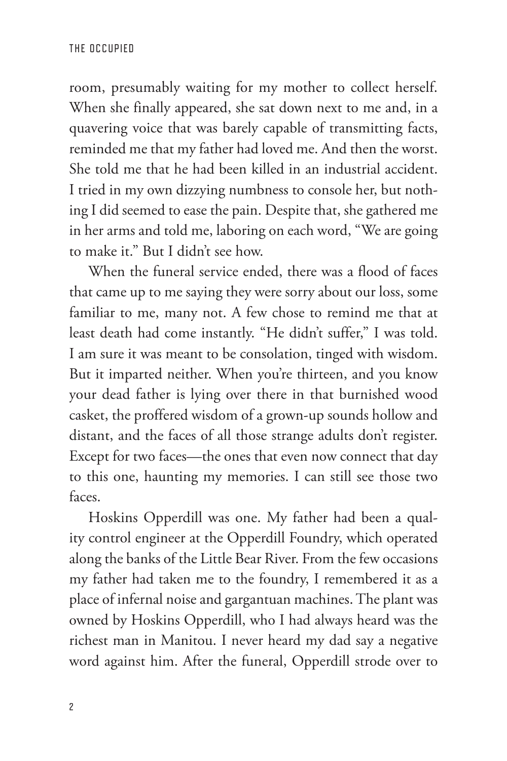room, presumably waiting for my mother to collect herself. When she finally appeared, she sat down next to me and, in a quavering voice that was barely capable of transmitting facts, reminded me that my father had loved me. And then the worst. She told me that he had been killed in an industrial accident. I tried in my own dizzying numbness to console her, but nothing I did seemed to ease the pain. Despite that, she gathered me in her arms and told me, laboring on each word, "We are going to make it." But I didn't see how.

When the funeral service ended, there was a flood of faces that came up to me saying they were sorry about our loss, some familiar to me, many not. A few chose to remind me that at least death had come instantly. "He didn't suffer," I was told. I am sure it was meant to be consolation, tinged with wisdom. But it imparted neither. When you're thirteen, and you know your dead father is lying over there in that burnished wood casket, the proffered wisdom of a grown-up sounds hollow and distant, and the faces of all those strange adults don't register. Except for two faces—the ones that even now connect that day to this one, haunting my memories. I can still see those two faces.

Hoskins Opperdill was one. My father had been a quality control engineer at the Opperdill Foundry, which operated along the banks of the Little Bear River. From the few occasions my father had taken me to the foundry, I remembered it as a place of infernal noise and gargantuan machines. The plant was owned by Hoskins Opperdill, who I had always heard was the richest man in Manitou. I never heard my dad say a negative word against him. After the funeral, Opperdill strode over to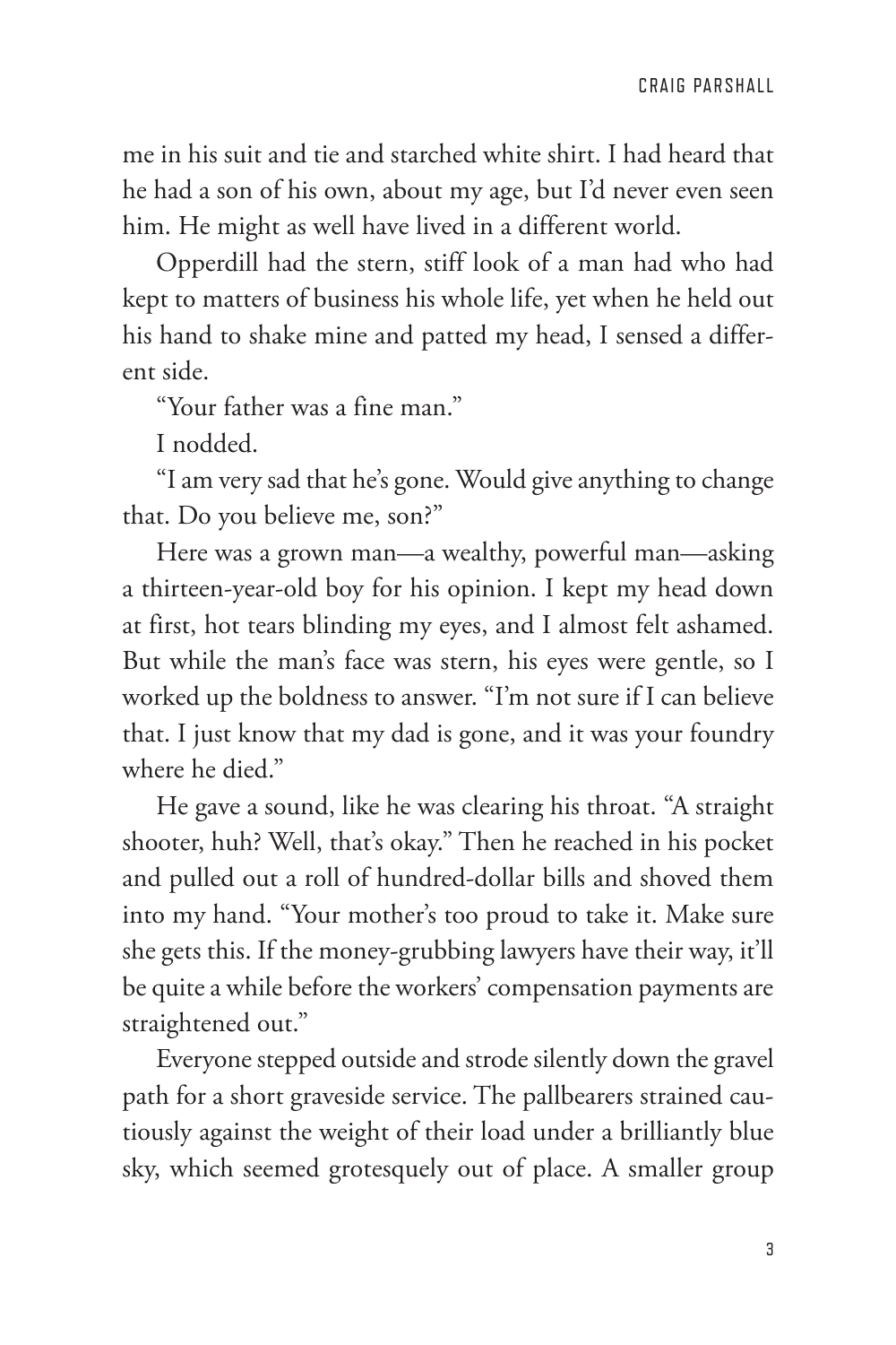me in his suit and tie and starched white shirt. I had heard that he had a son of his own, about my age, but I'd never even seen him. He might as well have lived in a different world.

Opperdill had the stern, stiff look of a man had who had kept to matters of business his whole life, yet when he held out his hand to shake mine and patted my head, I sensed a different side.

"Your father was a fine man."

I nodded.

"I am very sad that he's gone. Would give anything to change that. Do you believe me, son?"

Here was a grown man—a wealthy, powerful man—asking a thirteen-year-old boy for his opinion. I kept my head down at first, hot tears blinding my eyes, and I almost felt ashamed. But while the man's face was stern, his eyes were gentle, so I worked up the boldness to answer. "I'm not sure if I can believe that. I just know that my dad is gone, and it was your foundry where he died."

He gave a sound, like he was clearing his throat. "A straight shooter, huh? Well, that's okay." Then he reached in his pocket and pulled out a roll of hundred-dollar bills and shoved them into my hand. "Your mother's too proud to take it. Make sure she gets this. If the money-grubbing lawyers have their way, it'll be quite a while before the workers' compensation payments are straightened out."

Everyone stepped outside and strode silently down the gravel path for a short graveside service. The pallbearers strained cautiously against the weight of their load under a brilliantly blue sky, which seemed grotesquely out of place. A smaller group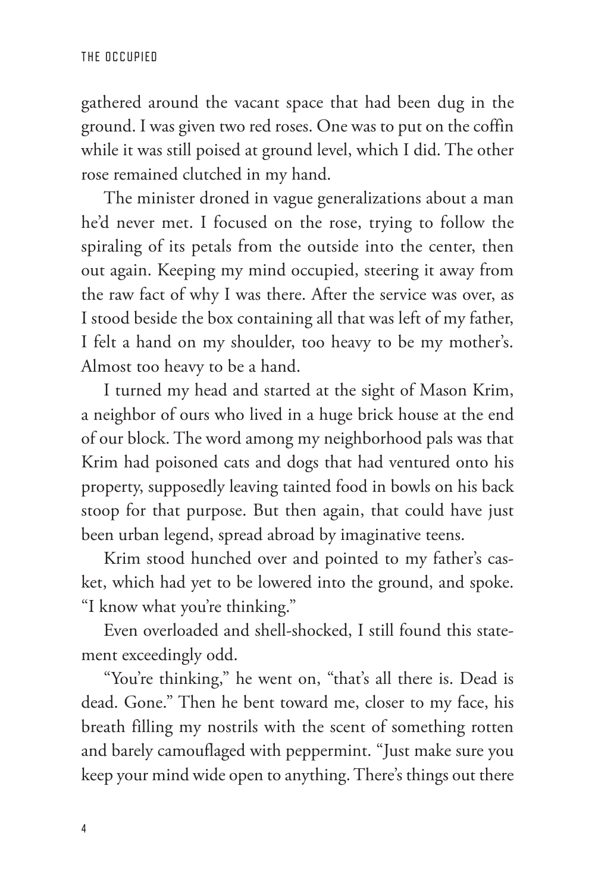gathered around the vacant space that had been dug in the ground. I was given two red roses. One was to put on the coffin while it was still poised at ground level, which I did. The other rose remained clutched in my hand.

The minister droned in vague generalizations about a man he'd never met. I focused on the rose, trying to follow the spiraling of its petals from the outside into the center, then out again. Keeping my mind occupied, steering it away from the raw fact of why I was there. After the service was over, as I stood beside the box containing all that was left of my father, I felt a hand on my shoulder, too heavy to be my mother's. Almost too heavy to be a hand.

I turned my head and started at the sight of Mason Krim, a neighbor of ours who lived in a huge brick house at the end of our block. The word among my neighborhood pals was that Krim had poisoned cats and dogs that had ventured onto his property, supposedly leaving tainted food in bowls on his back stoop for that purpose. But then again, that could have just been urban legend, spread abroad by imaginative teens.

Krim stood hunched over and pointed to my father's casket, which had yet to be lowered into the ground, and spoke. "I know what you're thinking."

Even overloaded and shell-shocked, I still found this statement exceedingly odd.

"You're thinking," he went on, "that's all there is. Dead is dead. Gone." Then he bent toward me, closer to my face, his breath filling my nostrils with the scent of something rotten and barely camouflaged with peppermint. "Just make sure you keep your mind wide open to anything. There's things out there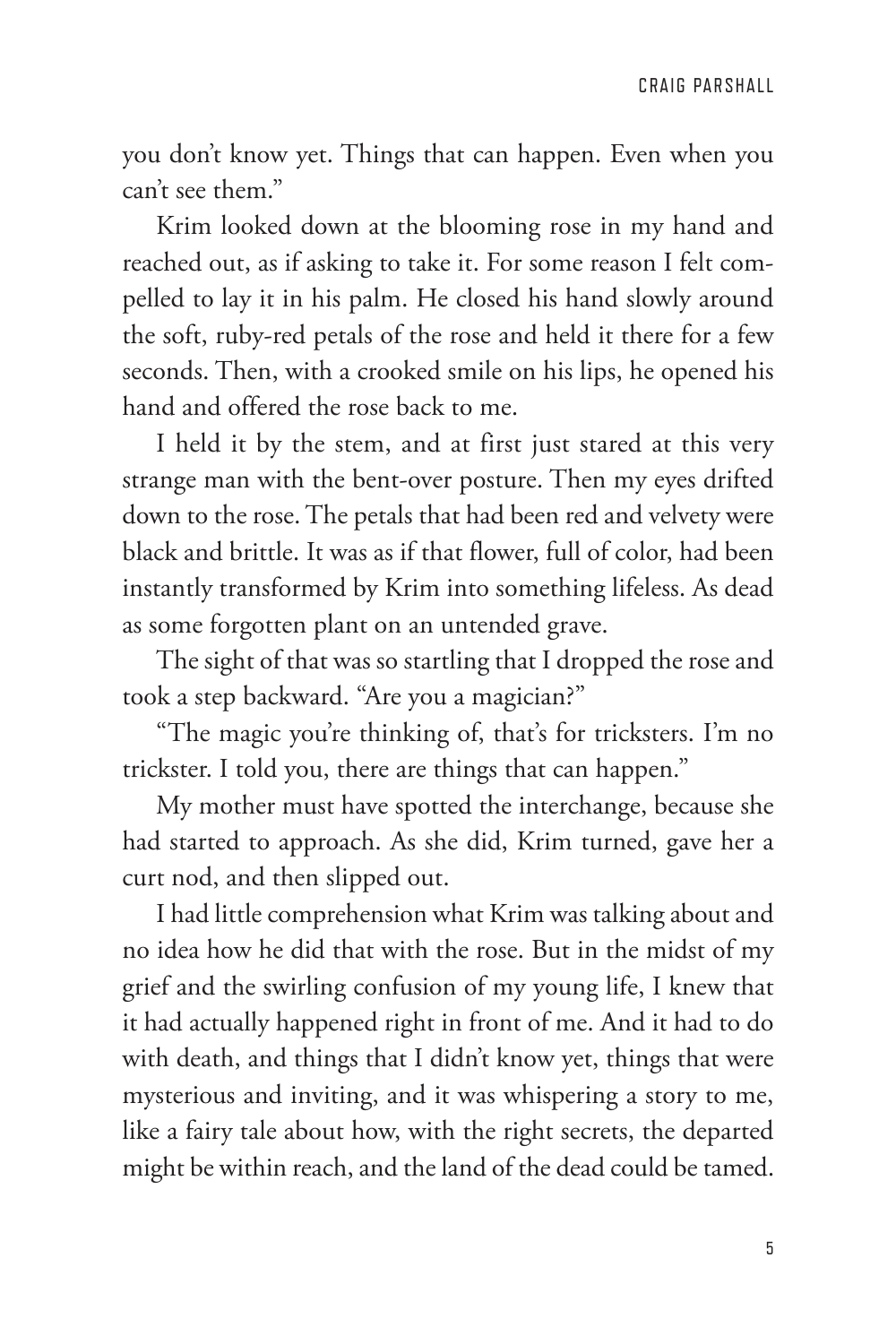you don't know yet. Things that can happen. Even when you can't see them."

Krim looked down at the blooming rose in my hand and reached out, as if asking to take it. For some reason I felt compelled to lay it in his palm. He closed his hand slowly around the soft, ruby-red petals of the rose and held it there for a few seconds. Then, with a crooked smile on his lips, he opened his hand and offered the rose back to me.

I held it by the stem, and at first just stared at this very strange man with the bent-over posture. Then my eyes drifted down to the rose. The petals that had been red and velvety were black and brittle. It was as if that flower, full of color, had been instantly transformed by Krim into something lifeless. As dead as some forgotten plant on an untended grave.

The sight of that was so startling that I dropped the rose and took a step backward. "Are you a magician?"

"The magic you're thinking of, that's for tricksters. I'm no trickster. I told you, there are things that can happen."

My mother must have spotted the interchange, because she had started to approach. As she did, Krim turned, gave her a curt nod, and then slipped out.

I had little comprehension what Krim was talking about and no idea how he did that with the rose. But in the midst of my grief and the swirling confusion of my young life, I knew that it had actually happened right in front of me. And it had to do with death, and things that I didn't know yet, things that were mysterious and inviting, and it was whispering a story to me, like a fairy tale about how, with the right secrets, the departed might be within reach, and the land of the dead could be tamed.